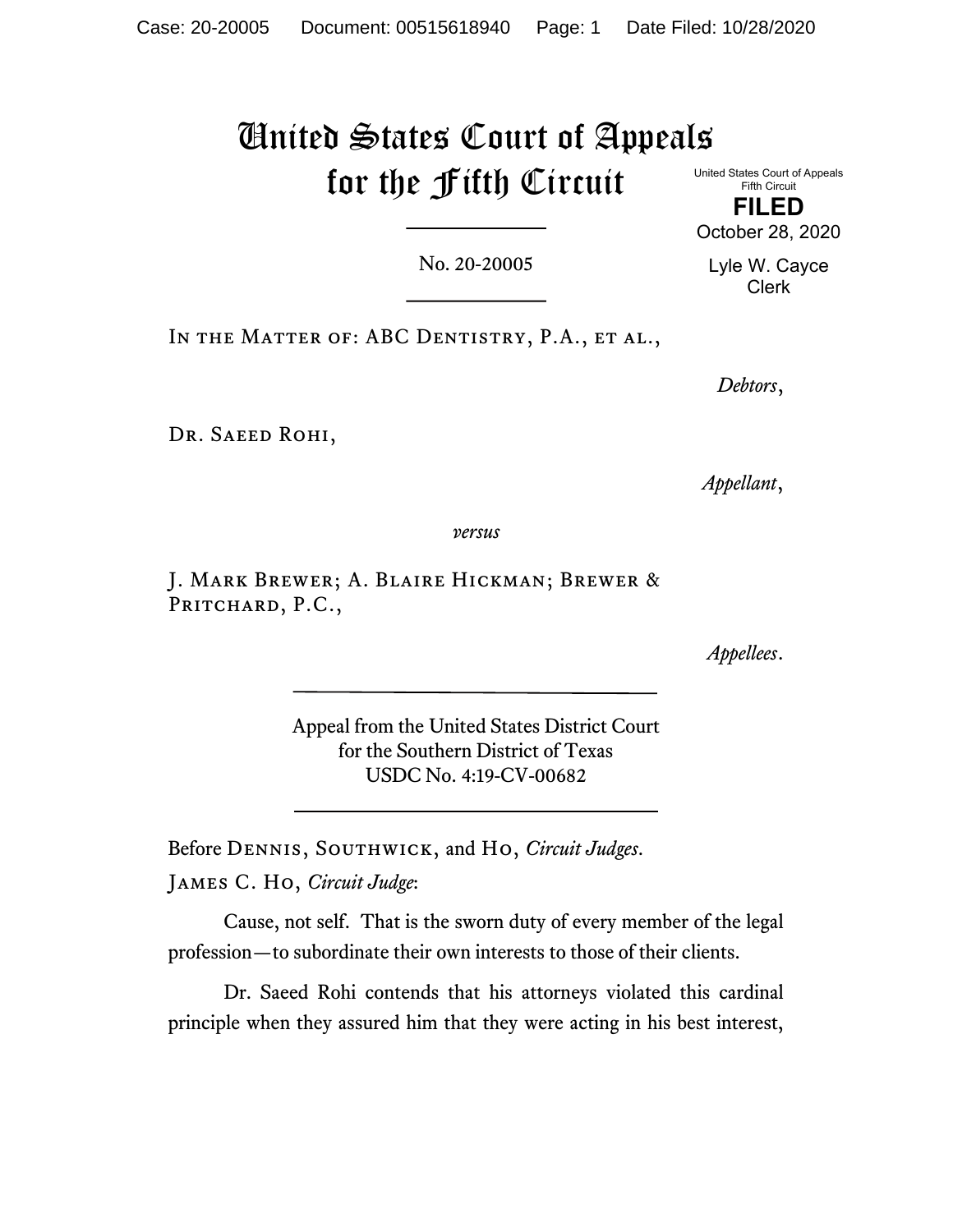# United States Court of Appeals for the Fifth Circuit

United States Court of Appeals
Fifth Circuit

**FILED**

October 28, 2020

Lyle W. Cayce
Clerk

No. 20-20005

In the Matter of: ABC Dentistry, P.A., et al.,

*Debtors*,

Dr. Saeed Rohi,

*Appellant*,

*versus*

J. Mark Brewer; A. Blaire Hickman; Brewer & Pritchard, P.C.,

*Appellees*.

Appeal from the United States District Court
for the Southern District of Texas
USDC No. 4:19-CV-00682

Before Dennis, Southwick, and Ho, *Circuit Judges*.

James C. Ho, *Circuit Judge*:

Cause, not self. That is the sworn duty of every member of the legal profession—to subordinate their own interests to those of their clients.

Dr. Saeed Rohi contends that his attorneys violated this cardinal principle when they assured him that they were acting in his best interest,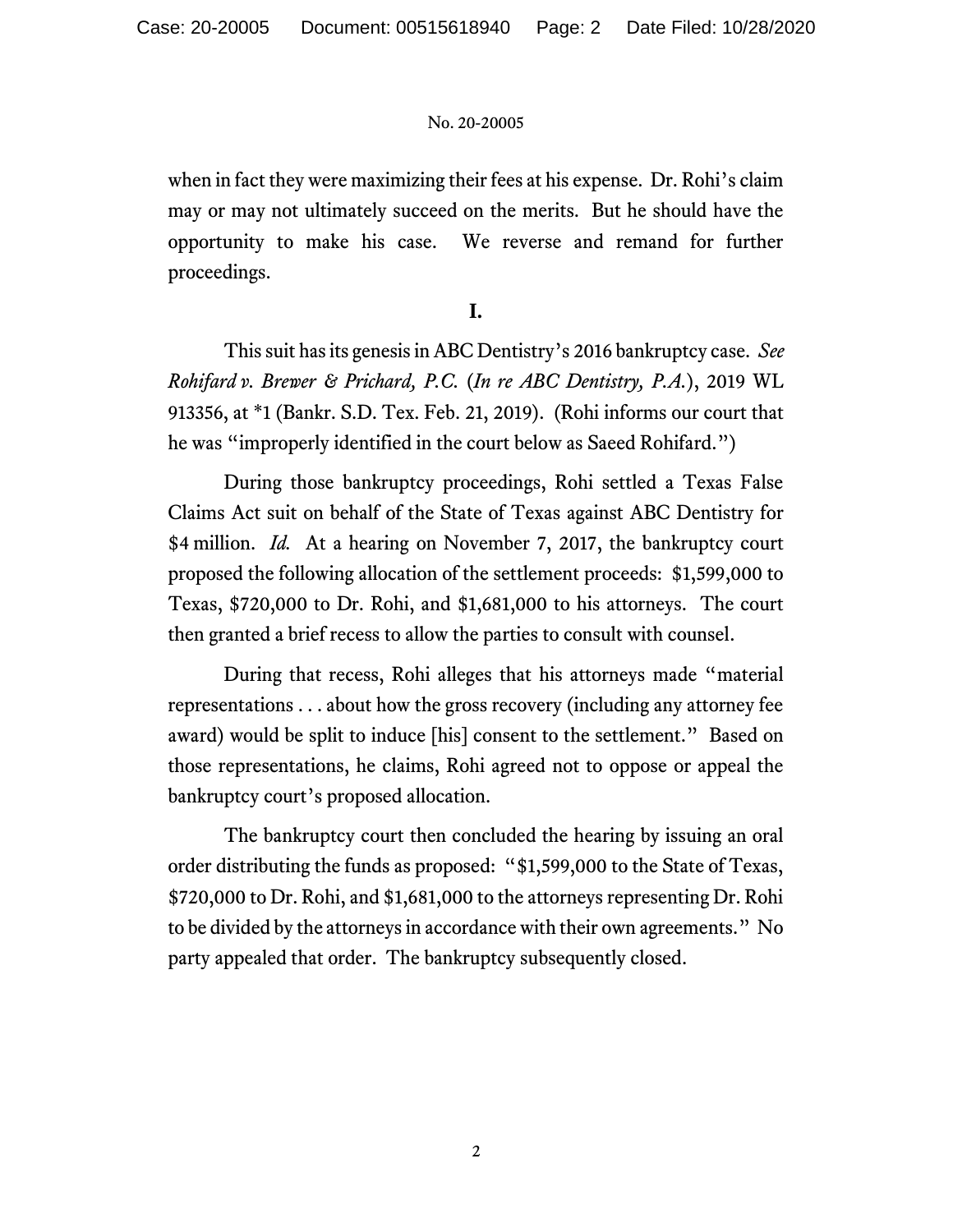when in fact they were maximizing their fees at his expense. Dr. Rohi's claim may or may not ultimately succeed on the merits. But he should have the opportunity to make his case. We reverse and remand for further proceedings.

**I.**

This suit has its genesis in ABC Dentistry's 2016 bankruptcy case. *See Rohifard v. Brewer & Prichard, P.C.* (*In re ABC Dentistry, P.A.*), 2019 WL 913356, at *1 (Bankr. S.D. Tex. Feb. 21, 2019). (Rohi informs our court that he was "improperly identified in the court below as Saeed Rohifard.")

During those bankruptcy proceedings, Rohi settled a Texas False Claims Act suit on behalf of the State of Texas against ABC Dentistry for $4 million. *Id.* At a hearing on November 7, 2017, the bankruptcy court proposed the following allocation of the settlement proceeds: $1,599,000 to Texas, $720,000 to Dr. Rohi, and $1,681,000 to his attorneys. The court then granted a brief recess to allow the parties to consult with counsel.

During that recess, Rohi alleges that his attorneys made "material representations . . . about how the gross recovery (including any attorney fee award) would be split to induce [his] consent to the settlement." Based on those representations, he claims, Rohi agreed not to oppose or appeal the bankruptcy court's proposed allocation.

The bankruptcy court then concluded the hearing by issuing an oral order distributing the funds as proposed: "$1,599,000 to the State of Texas, $720,000 to Dr. Rohi, and $1,681,000 to the attorneys representing Dr. Rohi to be divided by the attorneys in accordance with their own agreements." No party appealed that order. The bankruptcy subsequently closed.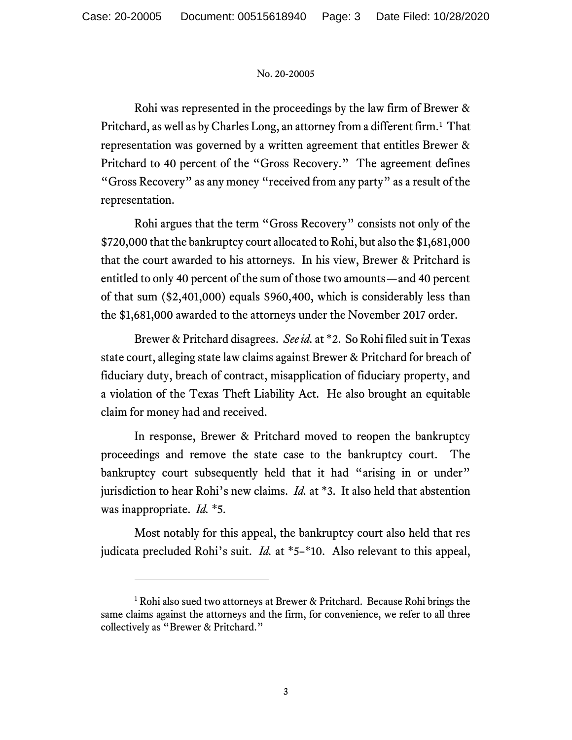Rohi was represented in the proceedings by the law firm of Brewer & Pritchard, as well as by Charles Long, an attorney from a different firm.[1] That representation was governed by a written agreement that entitles Brewer & Pritchard to 40 percent of the "Gross Recovery." The agreement defines "Gross Recovery" as any money "received from any party" as a result of the representation.

Rohi argues that the term "Gross Recovery" consists not only of the $720,000 that the bankruptcy court allocated to Rohi, but also the $1,681,000 that the court awarded to his attorneys. In his view, Brewer & Pritchard is entitled to only 40 percent of the sum of those two amounts—and 40 percent of that sum ($2,401,000) equals $960,400, which is considerably less than the $1,681,000 awarded to the attorneys under the November 2017 order.

Brewer & Pritchard disagrees. *See id.* at *2. So Rohi filed suit in Texas state court, alleging state law claims against Brewer & Pritchard for breach of fiduciary duty, breach of contract, misapplication of fiduciary property, and a violation of the Texas Theft Liability Act. He also brought an equitable claim for money had and received.

In response, Brewer & Pritchard moved to reopen the bankruptcy proceedings and remove the state case to the bankruptcy court. The bankruptcy court subsequently held that it had "arising in or under" jurisdiction to hear Rohi's new claims. *Id.* at *3. It also held that abstention was inappropriate. *Id.* *5.

Most notably for this appeal, the bankruptcy court also held that res judicata precluded Rohi's suit. *Id.* at *5–*10. Also relevant to this appeal,

---

[1] Rohi also sued two attorneys at Brewer & Pritchard. Because Rohi brings the same claims against the attorneys and the firm, for convenience, we refer to all three collectively as "Brewer & Pritchard."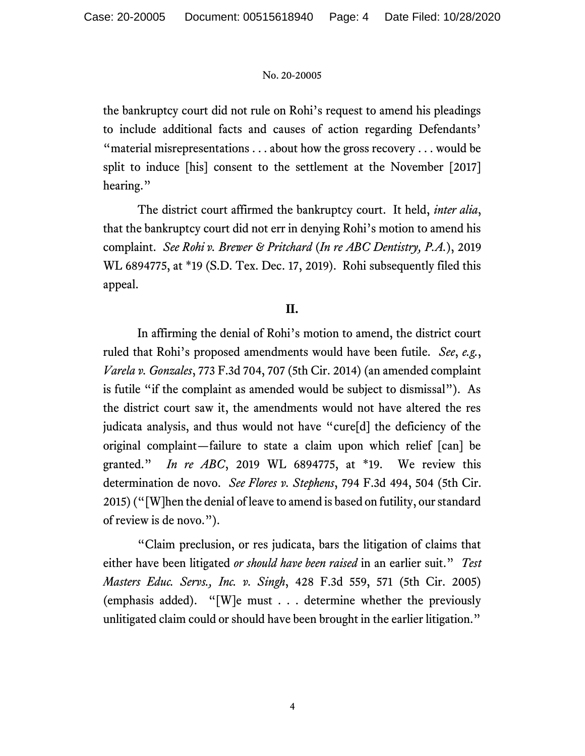the bankruptcy court did not rule on Rohi's request to amend his pleadings to include additional facts and causes of action regarding Defendants' "material misrepresentations . . . about how the gross recovery . . . would be split to induce [his] consent to the settlement at the November [2017] hearing."

The district court affirmed the bankruptcy court. It held, *inter alia*, that the bankruptcy court did not err in denying Rohi's motion to amend his complaint. *See Rohi v. Brewer & Pritchard* (*In re ABC Dentistry, P.A.*), 2019 WL 6894775, at *19 (S.D. Tex. Dec. 17, 2019). Rohi subsequently filed this appeal.

## II.

In affirming the denial of Rohi's motion to amend, the district court ruled that Rohi's proposed amendments would have been futile. *See*, *e.g.*, *Varela v. Gonzales*, 773 F.3d 704, 707 (5th Cir. 2014) (an amended complaint is futile "if the complaint as amended would be subject to dismissal"). As the district court saw it, the amendments would not have altered the res judicata analysis, and thus would not have "cure[d] the deficiency of the original complaint—failure to state a claim upon which relief [can] be granted." *In re ABC*, 2019 WL 6894775, at *19. We review this determination de novo. *See Flores v. Stephens*, 794 F.3d 494, 504 (5th Cir. 2015) ("[W]hen the denial of leave to amend is based on futility, our standard of review is de novo.").

"Claim preclusion, or res judicata, bars the litigation of claims that either have been litigated *or should have been raised* in an earlier suit." *Test Masters Educ. Servs., Inc. v. Singh*, 428 F.3d 559, 571 (5th Cir. 2005) (emphasis added). "[W]e must . . . determine whether the previously unlitigated claim could or should have been brought in the earlier litigation."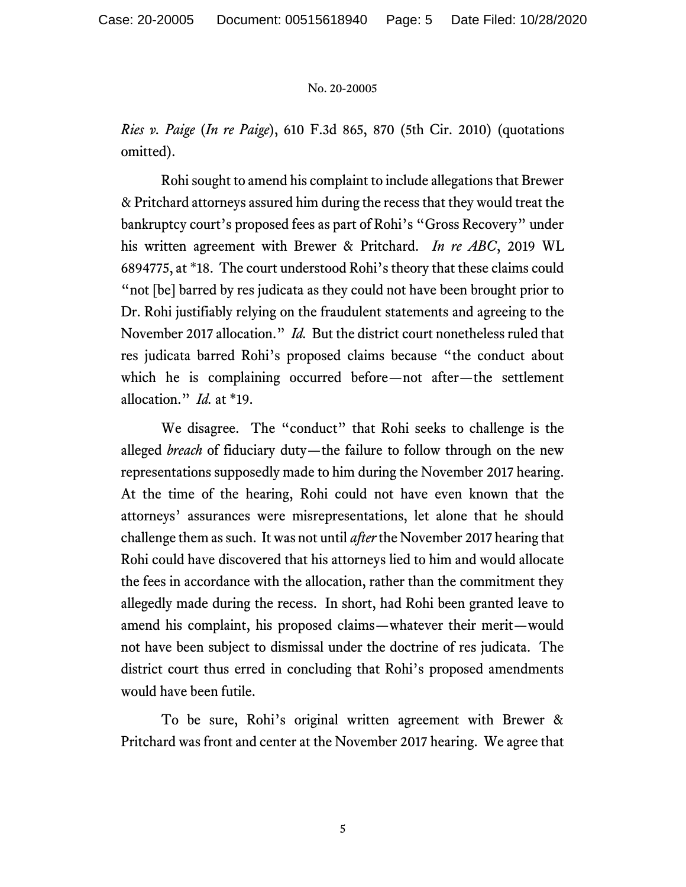*Ries v. Paige* (*In re Paige*), 610 F.3d 865, 870 (5th Cir. 2010) (quotations omitted).

Rohi sought to amend his complaint to include allegations that Brewer & Pritchard attorneys assured him during the recess that they would treat the bankruptcy court's proposed fees as part of Rohi's "Gross Recovery" under his written agreement with Brewer & Pritchard. *In re ABC*, 2019 WL 6894775, at *18. The court understood Rohi's theory that these claims could "not [be] barred by res judicata as they could not have been brought prior to Dr. Rohi justifiably relying on the fraudulent statements and agreeing to the November 2017 allocation." *Id.* But the district court nonetheless ruled that res judicata barred Rohi's proposed claims because "the conduct about which he is complaining occurred before—not after—the settlement allocation." *Id.* at *19.

We disagree. The "conduct" that Rohi seeks to challenge is the alleged *breach* of fiduciary duty—the failure to follow through on the new representations supposedly made to him during the November 2017 hearing. At the time of the hearing, Rohi could not have even known that the attorneys' assurances were misrepresentations, let alone that he should challenge them as such. It was not until *after* the November 2017 hearing that Rohi could have discovered that his attorneys lied to him and would allocate the fees in accordance with the allocation, rather than the commitment they allegedly made during the recess. In short, had Rohi been granted leave to amend his complaint, his proposed claims—whatever their merit—would not have been subject to dismissal under the doctrine of res judicata. The district court thus erred in concluding that Rohi's proposed amendments would have been futile.

To be sure, Rohi's original written agreement with Brewer & Pritchard was front and center at the November 2017 hearing. We agree that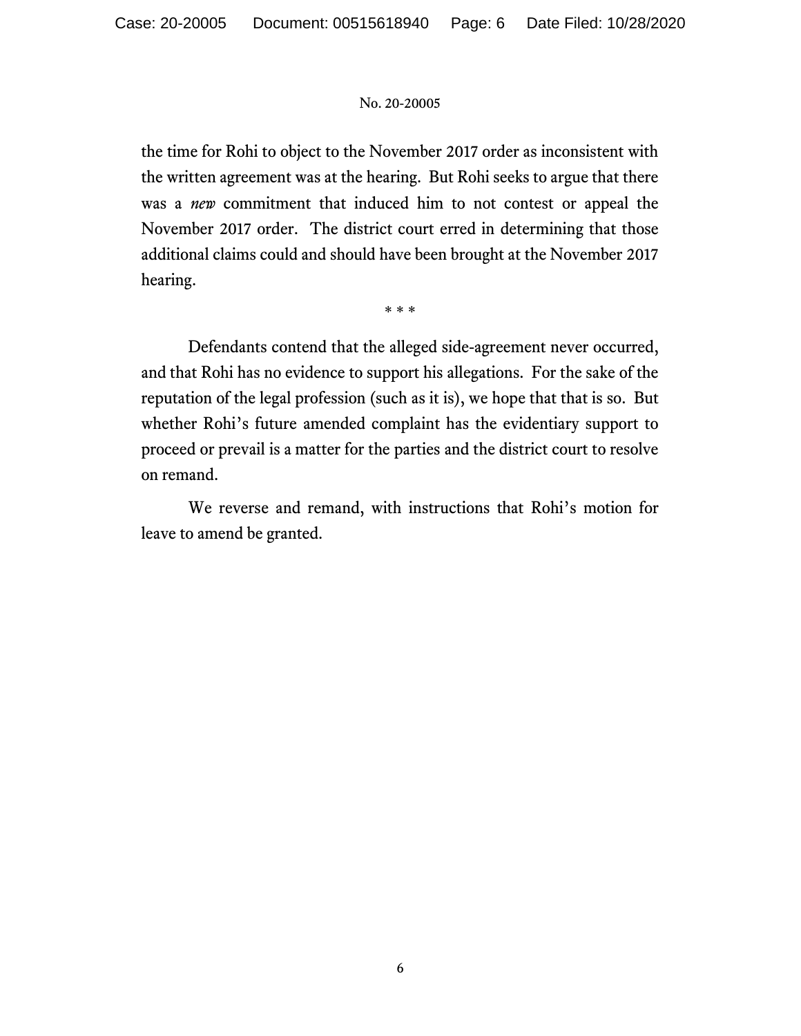the time for Rohi to object to the November 2017 order as inconsistent with the written agreement was at the hearing. But Rohi seeks to argue that there was a *new* commitment that induced him to not contest or appeal the November 2017 order. The district court erred in determining that those additional claims could and should have been brought at the November 2017 hearing.

\* \* \*

Defendants contend that the alleged side-agreement never occurred, and that Rohi has no evidence to support his allegations. For the sake of the reputation of the legal profession (such as it is), we hope that that is so. But whether Rohi's future amended complaint has the evidentiary support to proceed or prevail is a matter for the parties and the district court to resolve on remand.

We reverse and remand, with instructions that Rohi's motion for leave to amend be granted.